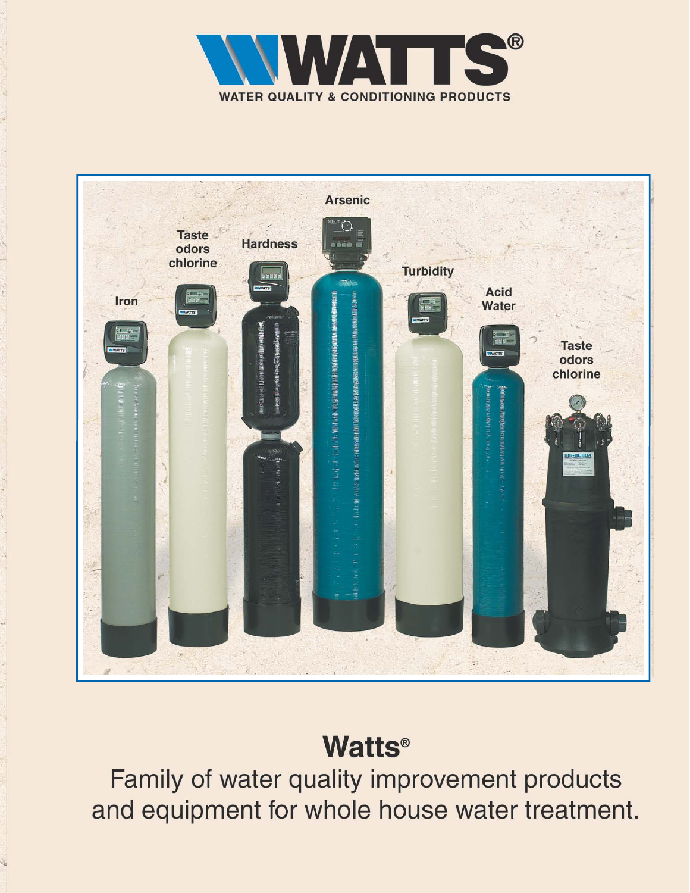# WATTS®

WATER QUALITY & CONDITIONING PRODUCTS

Iron

Taste odors chlorine

Hardness

Arsenic

Turbidity

Acid Water

Taste odors chlorine

## Watts®

Family of water quality improvement products and equipment for whole house water treatment.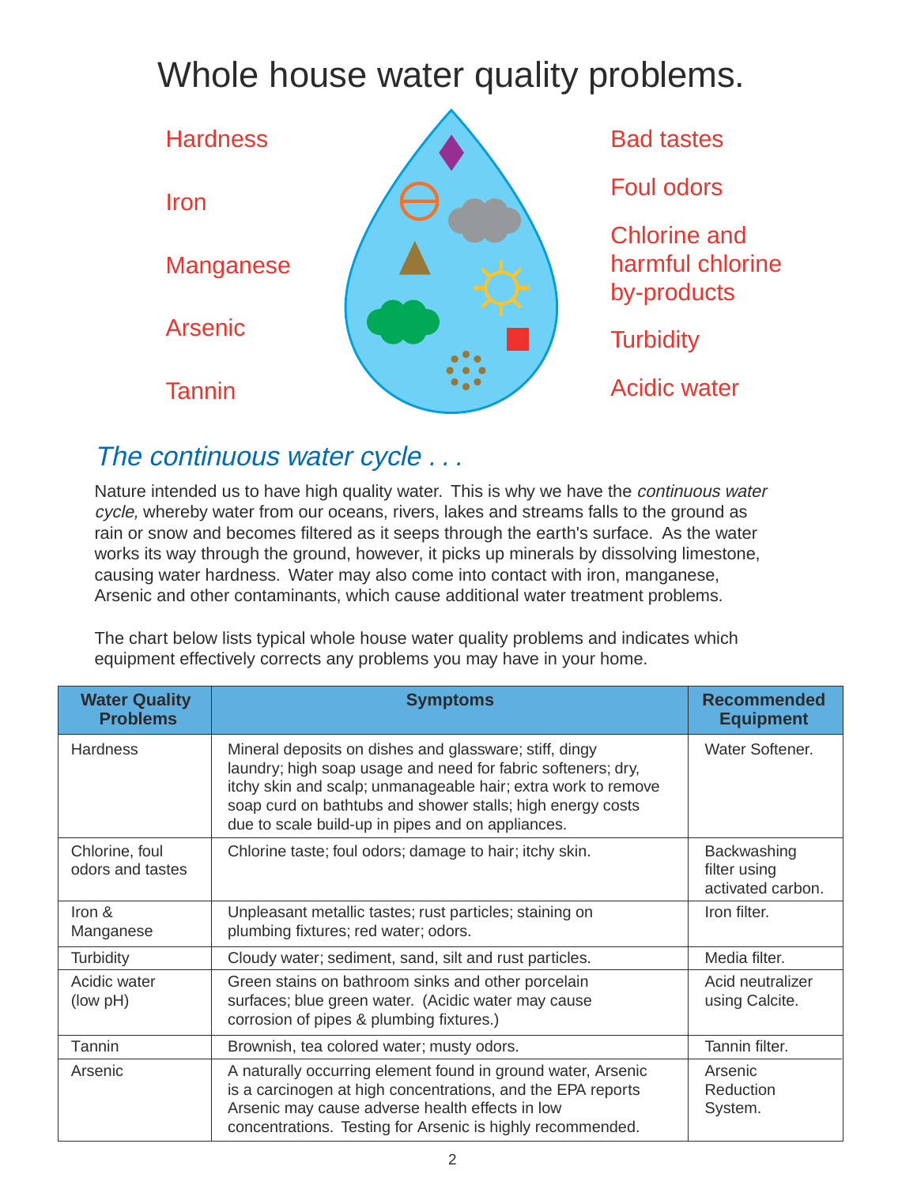# Whole house water quality problems.

Hardness

Iron

Manganese

Arsenic

Tannin

Bad tastes

Foul odors

Chlorine and harmful chlorine by-products

Turbidity

Acidic water

## *The continuous water cycle . . .*

Nature intended us to have high quality water. This is why we have the *continuous water cycle,* whereby water from our oceans, rivers, lakes and streams falls to the ground as rain or snow and becomes filtered as it seeps through the earth's surface. As the water works its way through the ground, however, it picks up minerals by dissolving limestone, causing water hardness. Water may also come into contact with iron, manganese, Arsenic and other contaminants, which cause additional water treatment problems.

The chart below lists typical whole house water quality problems and indicates which equipment effectively corrects any problems you may have in your home.

| Water Quality Problems | Symptoms | Recommended Equipment |
|---|---|---|
| Hardness | Mineral deposits on dishes and glassware; stiff, dingy laundry; high soap usage and need for fabric softeners; dry, itchy skin and scalp; unmanageable hair; extra work to remove soap curd on bathtubs and shower stalls; high energy costs due to scale build-up in pipes and on appliances. | Water Softener. |
| Chlorine, foul odors and tastes | Chlorine taste; foul odors; damage to hair; itchy skin. | Backwashing filter using activated carbon. |
| Iron & Manganese | Unpleasant metallic tastes; rust particles; staining on plumbing fixtures; red water; odors. | Iron filter. |
| Turbidity | Cloudy water; sediment, sand, silt and rust particles. | Media filter. |
| Acidic water (low pH) | Green stains on bathroom sinks and other porcelain surfaces; blue green water. (Acidic water may cause corrosion of pipes & plumbing fixtures.) | Acid neutralizer using Calcite. |
| Tannin | Brownish, tea colored water; musty odors. | Tannin filter. |
| Arsenic | A naturally occurring element found in ground water, Arsenic is a carcinogen at high concentrations, and the EPA reports Arsenic may cause adverse health effects in low concentrations. Testing for Arsenic is highly recommended. | Arsenic Reduction System. |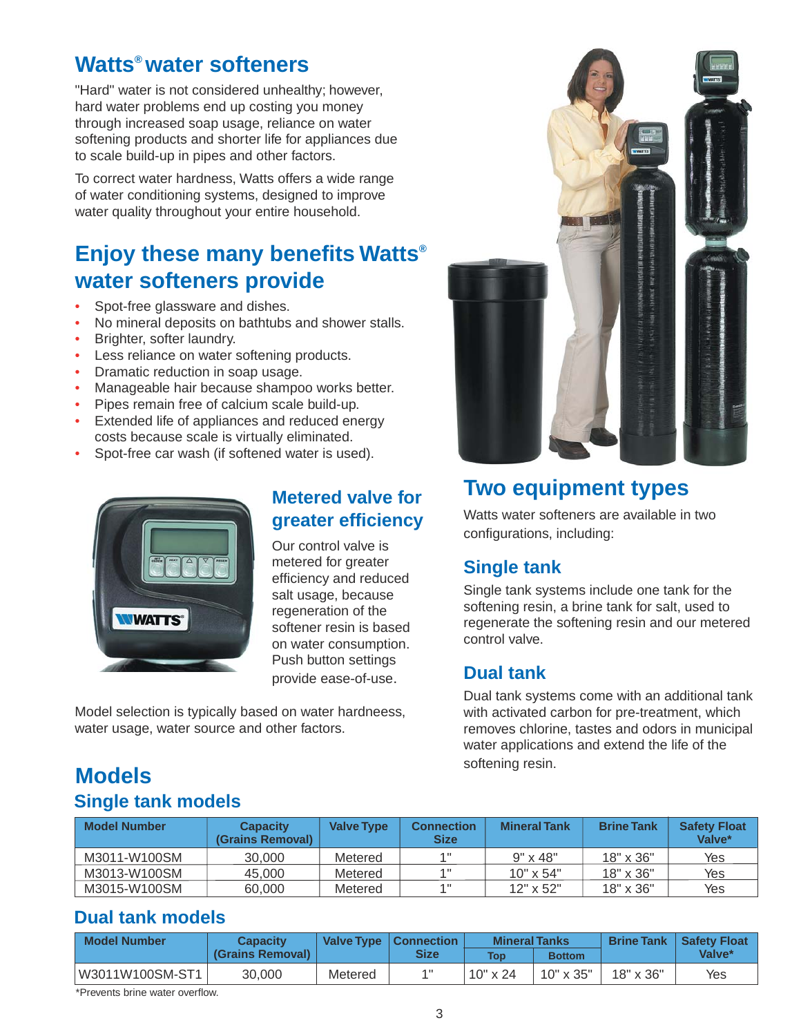## Watts® water softeners

"Hard" water is not considered unhealthy; however, hard water problems end up costing you money through increased soap usage, reliance on water softening products and shorter life for appliances due to scale build-up in pipes and other factors.

To correct water hardness, Watts offers a wide range of water conditioning systems, designed to improve water quality throughout your entire household.

## Enjoy these many benefits Watts® water softeners provide

- Spot-free glassware and dishes.
- No mineral deposits on bathtubs and shower stalls.
- Brighter, softer laundry.
- Less reliance on water softening products.
- Dramatic reduction in soap usage.
- Manageable hair because shampoo works better.
- Pipes remain free of calcium scale build-up.
- Extended life of appliances and reduced energy costs because scale is virtually eliminated.
- Spot-free car wash (if softened water is used).

### Metered valve for greater efficiency

Our control valve is metered for greater efficiency and reduced salt usage, because regeneration of the softener resin is based on water consumption. Push button settings provide ease-of-use.

Model selection is typically based on water hardness, water usage, water source and other factors.

## Two equipment types

Watts water softeners are available in two configurations, including:

### Single tank

Single tank systems include one tank for the softening resin, a brine tank for salt, used to regenerate the softening resin and our metered control valve.

### Dual tank

Dual tank systems come with an additional tank with activated carbon for pre-treatment, which removes chlorine, tastes and odors in municipal water applications and extend the life of the softening resin.

## Models

### Single tank models

| Model Number | Capacity (Grains Removal) | Valve Type | Connection Size | Mineral Tank | Brine Tank | Safety Float Valve* |
|---|---|---|---|---|---|---|
| M3011-W100SM | 30,000 | Metered | 1" | 9" x 48" | 18" x 36" | Yes |
| M3013-W100SM | 45,000 | Metered | 1" | 10" x 54" | 18" x 36" | Yes |
| M3015-W100SM | 60,000 | Metered | 1" | 12" x 52" | 18" x 36" | Yes |

### Dual tank models

| Model Number | Capacity (Grains Removal) | Valve Type | Connection Size | Mineral Tanks | | Brine Tank | Safety Float Valve* |
|---|---|---|---|---|---|---|---|
| | | | | Top | Bottom | | |
| W3011W100SM-ST1 | 30,000 | Metered | 1" | 10" x 24 | 10" x 35" | 18" x 36" | Yes |

*Prevents brine water overflow.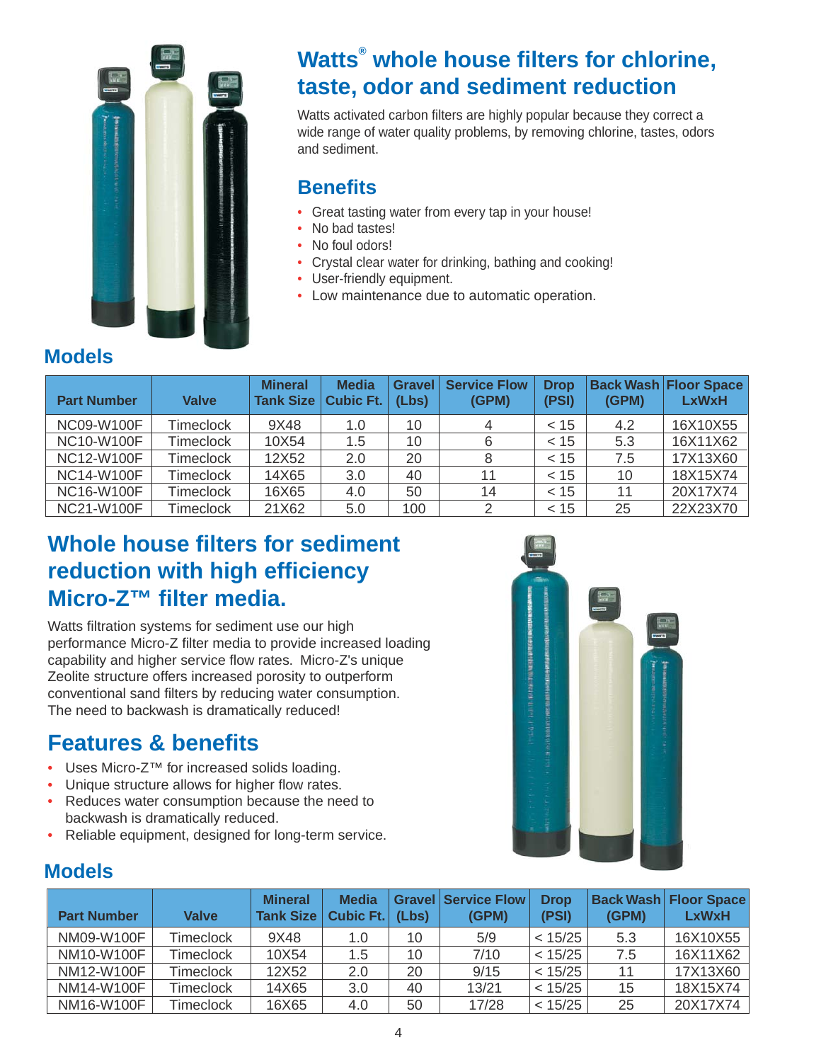# Watts® whole house filters for chlorine, taste, odor and sediment reduction

Watts activated carbon filters are highly popular because they correct a wide range of water quality problems, by removing chlorine, tastes, odors and sediment.

## Benefits

- Great tasting water from every tap in your house!
- No bad tastes!
- No foul odors!
- Crystal clear water for drinking, bathing and cooking!
- User-friendly equipment.
- Low maintenance due to automatic operation.

## Models

| Part Number | Valve | Mineral Tank Size | Media Cubic Ft. | Gravel (Lbs) | Service Flow (GPM) | Drop (PSI) | Back Wash (GPM) | Floor Space LxWxH |
|---|---|---|---|---|---|---|---|---|
| NC09-W100F | Timeclock | 9X48 | 1.0 | 10 | 4 | < 15 | 4.2 | 16X10X55 |
| NC10-W100F | Timeclock | 10X54 | 1.5 | 10 | 6 | < 15 | 5.3 | 16X11X62 |
| NC12-W100F | Timeclock | 12X52 | 2.0 | 20 | 8 | < 15 | 7.5 | 17X13X60 |
| NC14-W100F | Timeclock | 14X65 | 3.0 | 40 | 11 | < 15 | 10 | 18X15X74 |
| NC16-W100F | Timeclock | 16X65 | 4.0 | 50 | 14 | < 15 | 11 | 20X17X74 |
| NC21-W100F | Timeclock | 21X62 | 5.0 | 100 | 2 | < 15 | 25 | 22X23X70 |

# Whole house filters for sediment reduction with high efficiency Micro-Z™ filter media.

Watts filtration systems for sediment use our high performance Micro-Z filter media to provide increased loading capability and higher service flow rates. Micro-Z's unique Zeolite structure offers increased porosity to outperform conventional sand filters by reducing water consumption. The need to backwash is dramatically reduced!

## Features & benefits

- Uses Micro-Z™ for increased solids loading.
- Unique structure allows for higher flow rates.
- Reduces water consumption because the need to backwash is dramatically reduced.
- Reliable equipment, designed for long-term service.

## Models

| Part Number | Valve | Mineral Tank Size | Media Cubic Ft. | Gravel (Lbs) | Service Flow (GPM) | Drop (PSI) | Back Wash (GPM) | Floor Space LxWxH |
|---|---|---|---|---|---|---|---|---|
| NM09-W100F | Timeclock | 9X48 | 1.0 | 10 | 5/9 | < 15/25 | 5.3 | 16X10X55 |
| NM10-W100F | Timeclock | 10X54 | 1.5 | 10 | 7/10 | < 15/25 | 7.5 | 16X11X62 |
| NM12-W100F | Timeclock | 12X52 | 2.0 | 20 | 9/15 | < 15/25 | 11 | 17X13X60 |
| NM14-W100F | Timeclock | 14X65 | 3.0 | 40 | 13/21 | < 15/25 | 15 | 18X15X74 |
| NM16-W100F | Timeclock | 16X65 | 4.0 | 50 | 17/28 | < 15/25 | 25 | 20X17X74 |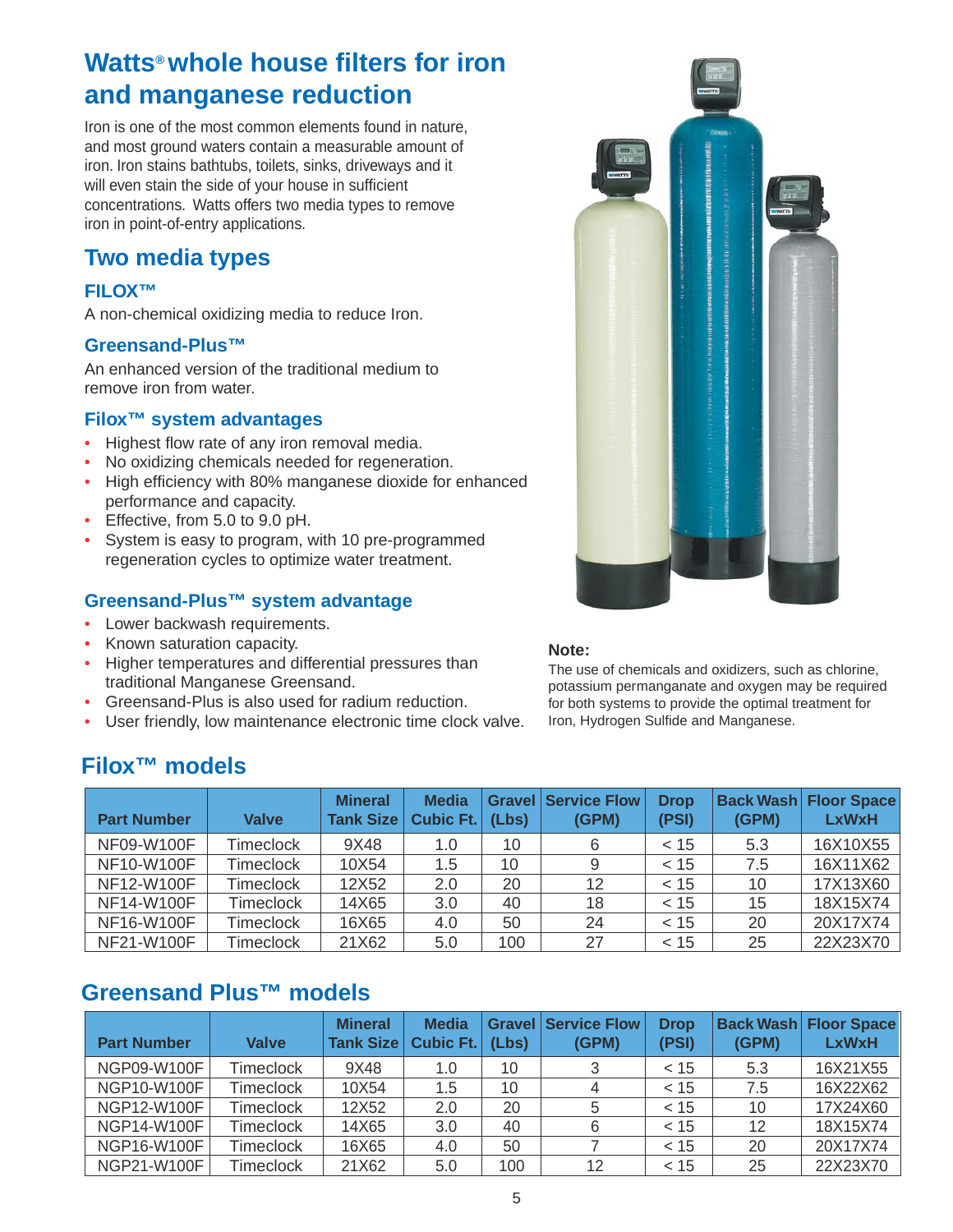# Watts® whole house filters for iron and manganese reduction

Iron is one of the most common elements found in nature, and most ground waters contain a measurable amount of iron. Iron stains bathtubs, toilets, sinks, driveways and it will even stain the side of your house in sufficient concentrations. Watts offers two media types to remove iron in point-of-entry applications.

## Two media types

### FILOX™

A non-chemical oxidizing media to reduce Iron.

### Greensand-Plus™

An enhanced version of the traditional medium to remove iron from water.

### Filox™ system advantages

- Highest flow rate of any iron removal media.
- No oxidizing chemicals needed for regeneration.
- High efficiency with 80% manganese dioxide for enhanced performance and capacity.
- Effective, from 5.0 to 9.0 pH.
- System is easy to program, with 10 pre-programmed regeneration cycles to optimize water treatment.

### Greensand-Plus™ system advantage

- Lower backwash requirements.
- Known saturation capacity.
- Higher temperatures and differential pressures than traditional Manganese Greensand.
- Greensand-Plus is also used for radium reduction.
- User friendly, low maintenance electronic time clock valve.

**Note:**

The use of chemicals and oxidizers, such as chlorine, potassium permanganate and oxygen may be required for both systems to provide the optimal treatment for Iron, Hydrogen Sulfide and Manganese.

## Filox™ models

| Part Number | Valve | Mineral Tank Size | Media Cubic Ft. | Gravel (Lbs) | Service Flow (GPM) | Drop (PSI) | Back Wash (GPM) | Floor Space LxWxH |
|---|---|---|---|---|---|---|---|---|
| NF09-W100F | Timeclock | 9X48 | 1.0 | 10 | 6 | < 15 | 5.3 | 16X10X55 |
| NF10-W100F | Timeclock | 10X54 | 1.5 | 10 | 9 | < 15 | 7.5 | 16X11X62 |
| NF12-W100F | Timeclock | 12X52 | 2.0 | 20 | 12 | < 15 | 10 | 17X13X60 |
| NF14-W100F | Timeclock | 14X65 | 3.0 | 40 | 18 | < 15 | 15 | 18X15X74 |
| NF16-W100F | Timeclock | 16X65 | 4.0 | 50 | 24 | < 15 | 20 | 20X17X74 |
| NF21-W100F | Timeclock | 21X62 | 5.0 | 100 | 27 | < 15 | 25 | 22X23X70 |

## Greensand Plus™ models

| Part Number | Valve | Mineral Tank Size | Media Cubic Ft. | Gravel (Lbs) | Service Flow (GPM) | Drop (PSI) | Back Wash (GPM) | Floor Space LxWxH |
|---|---|---|---|---|---|---|---|---|
| NGP09-W100F | Timeclock | 9X48 | 1.0 | 10 | 3 | < 15 | 5.3 | 16X21X55 |
| NGP10-W100F | Timeclock | 10X54 | 1.5 | 10 | 4 | < 15 | 7.5 | 16X22X62 |
| NGP12-W100F | Timeclock | 12X52 | 2.0 | 20 | 5 | < 15 | 10 | 17X24X60 |
| NGP14-W100F | Timeclock | 14X65 | 3.0 | 40 | 6 | < 15 | 12 | 18X15X74 |
| NGP16-W100F | Timeclock | 16X65 | 4.0 | 50 | 7 | < 15 | 20 | 20X17X74 |
| NGP21-W100F | Timeclock | 21X62 | 5.0 | 100 | 12 | < 15 | 25 | 22X23X70 |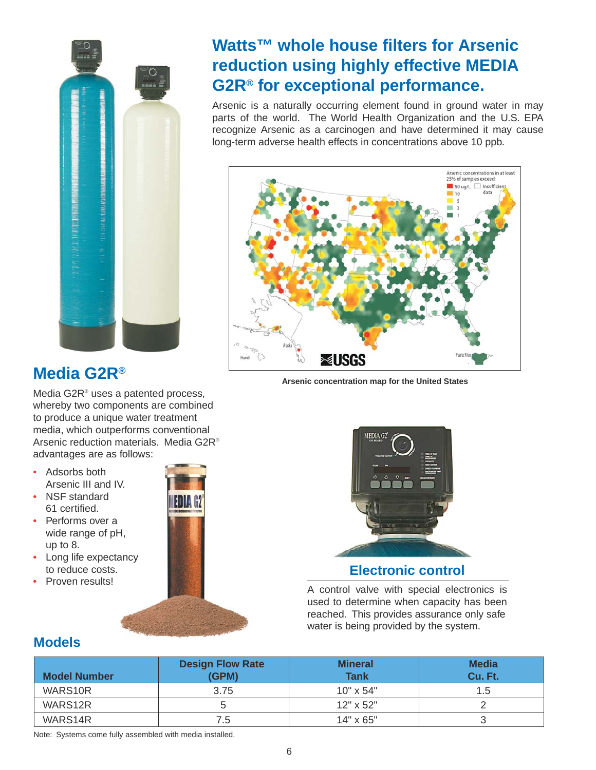## Watts™ whole house filters for Arsenic reduction using highly effective MEDIA G2R® for exceptional performance.

Arsenic is a naturally occurring element found in ground water in may parts of the world. The World Health Organization and the U.S. EPA recognize Arsenic as a carcinogen and have determined it may cause long-term adverse health effects in concentrations above 10 ppb.

Arsenic concentration map for the United States

## Media G2R®

Media G2R® uses a patented process, whereby two components are combined to produce a unique water treatment media, which outperforms conventional Arsenic reduction materials. Media G2R® advantages are as follows:

- Adsorbs both Arsenic III and IV.
- NSF standard 61 certified.
- Performs over a wide range of pH, up to 8.
- Long life expectancy to reduce costs.
- Proven results!

## Electronic control

A control valve with special electronics is used to determine when capacity has been reached. This provides assurance only safe water is being provided by the system.

## Models

| Model Number | Design Flow Rate (GPM) | Mineral Tank | Media Cu. Ft. |
|---|---|---|---|
| WARS10R | 3.75 | 10" x 54" | 1.5 |
| WARS12R | 5 | 12" x 52" | 2 |
| WARS14R | 7.5 | 14" x 65" | 3 |

Note: Systems come fully assembled with media installed.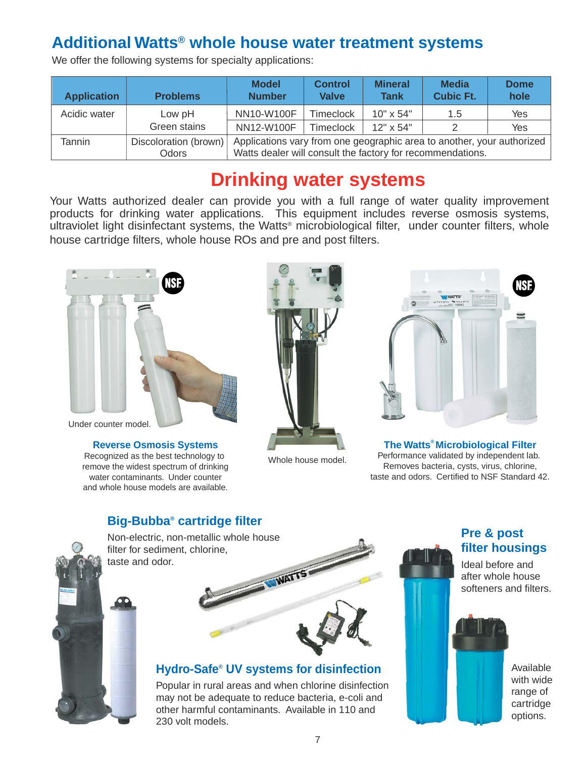## Additional Watts® whole house water treatment systems

We offer the following systems for specialty applications:

| Application | Problems | Model Number | Control Valve | Mineral Tank | Media Cubic Ft. | Dome hole |
|---|---|---|---|---|---|---|
| Acidic water | Low pH | NN10-W100F | Timeclock | 10" x 54" | 1.5 | Yes |
| | Green stains | NN12-W100F | Timeclock | 12" x 54" | 2 | Yes |
| Tannin | Discoloration (brown) Odors | Applications vary from one geographic area to another, your authorized Watts dealer will consult the factory for recommendations. | | | | |

## Drinking water systems

Your Watts authorized dealer can provide you with a full range of water quality improvement products for drinking water applications. This equipment includes reverse osmosis systems, ultraviolet light disinfectant systems, the Watts® microbiological filter, under counter filters, whole house cartridge filters, whole house ROs and pre and post filters.

Under counter model.

### Reverse Osmosis Systems

Recognized as the best technology to remove the widest spectrum of drinking water contaminants. Under counter and whole house models are available.

Whole house model.

### The Watts® Microbiological Filter

Performance validated by independent lab. Removes bacteria, cysts, virus, chlorine, taste and odors. Certified to NSF Standard 42.

### Big-Bubba® cartridge filter

Non-electric, non-metallic whole house filter for sediment, chlorine, taste and odor.

### Hydro-Safe® UV systems for disinfection

Popular in rural areas and when chlorine disinfection may not be adequate to reduce bacteria, e-coli and other harmful contaminants. Available in 110 and 230 volt models.

### Pre & post filter housings

Ideal before and after whole house softeners and filters.

Available with wide range of cartridge options.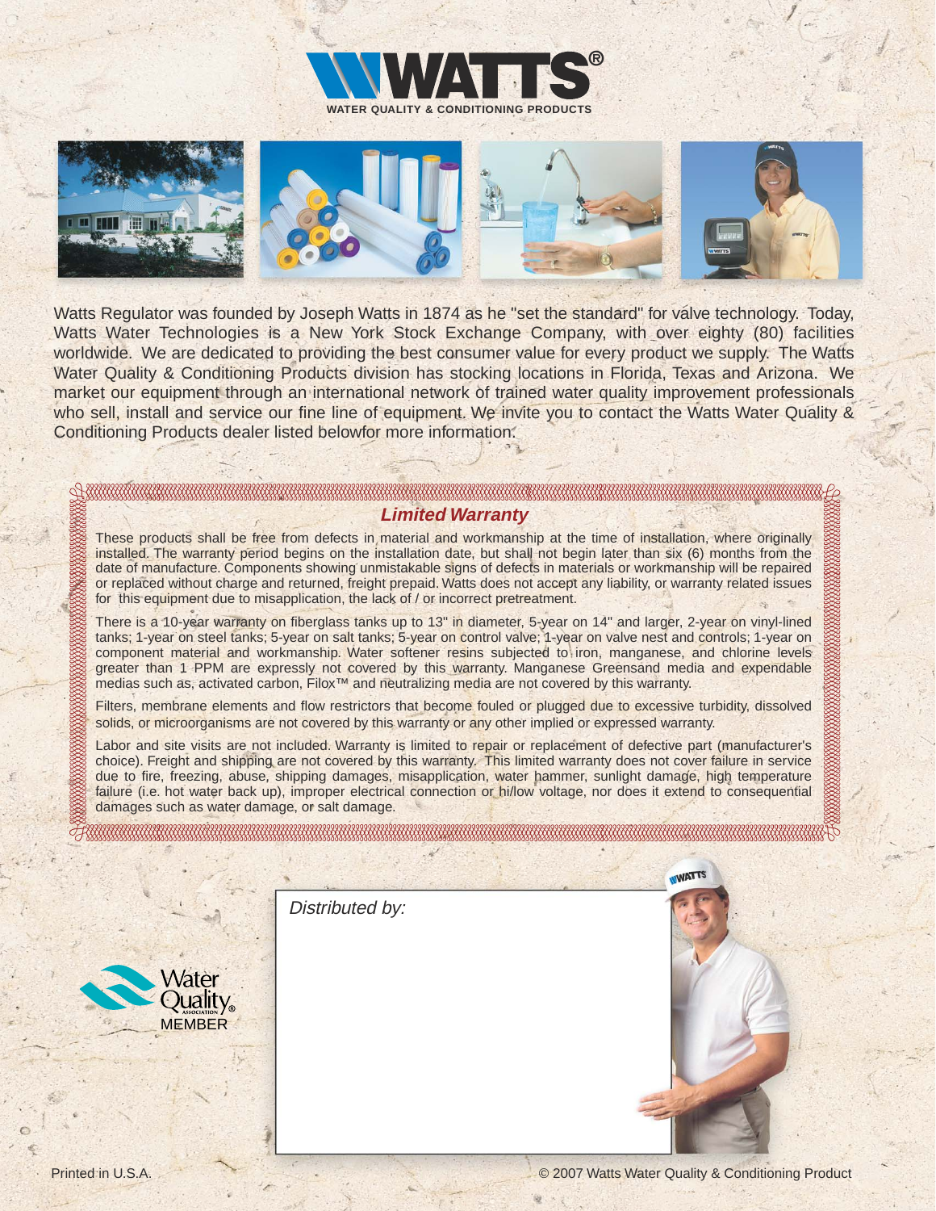**WATTS®**
WATER QUALITY & CONDITIONING PRODUCTS

Watts Regulator was founded by Joseph Watts in 1874 as he "set the standard" for valve technology. Today, Watts Water Technologies is a New York Stock Exchange Company, with over eighty (80) facilities worldwide. We are dedicated to providing the best consumer value for every product we supply. The Watts Water Quality & Conditioning Products division has stocking locations in Florida, Texas and Arizona. We market our equipment through an international network of trained water quality improvement professionals who sell, install and service our fine line of equipment. We invite you to contact the Watts Water Quality & Conditioning Products dealer listed belowfor more information.

## *Limited Warranty*

These products shall be free from defects in material and workmanship at the time of installation, where originally installed. The warranty period begins on the installation date, but shall not begin later than six (6) months from the date of manufacture. Components showing unmistakable signs of defects in materials or workmanship will be repaired or replaced without charge and returned, freight prepaid. Watts does not accept any liability, or warranty related issues for this equipment due to misapplication, the lack of / or incorrect pretreatment.

There is a 10-year warranty on fiberglass tanks up to 13" in diameter, 5-year on 14" and larger, 2-year on vinyl-lined tanks; 1-year on steel tanks; 5-year on salt tanks; 5-year on control valve; 1-year on valve nest and controls; 1-year on component material and workmanship. Water softener resins subjected to iron, manganese, and chlorine levels greater than 1 PPM are expressly not covered by this warranty. Manganese Greensand media and expendable medias such as, activated carbon, Filox™ and neutralizing media are not covered by this warranty.

Filters, membrane elements and flow restrictors that become fouled or plugged due to excessive turbidity, dissolved solids, or microorganisms are not covered by this warranty or any other implied or expressed warranty.

Labor and site visits are not included. Warranty is limited to repair or replacement of defective part (manufacturer's choice). Freight and shipping are not covered by this warranty. This limited warranty does not cover failure in service due to fire, freezing, abuse, shipping damages, misapplication, water hammer, sunlight damage, high temperature failure (i.e. hot water back up), improper electrical connection or hi/low voltage, nor does it extend to consequential damages such as water damage, or salt damage.

Water Quality Association® MEMBER

*Distributed by:*

Printed in U.S.A.

© 2007 Watts Water Quality & Conditioning Product